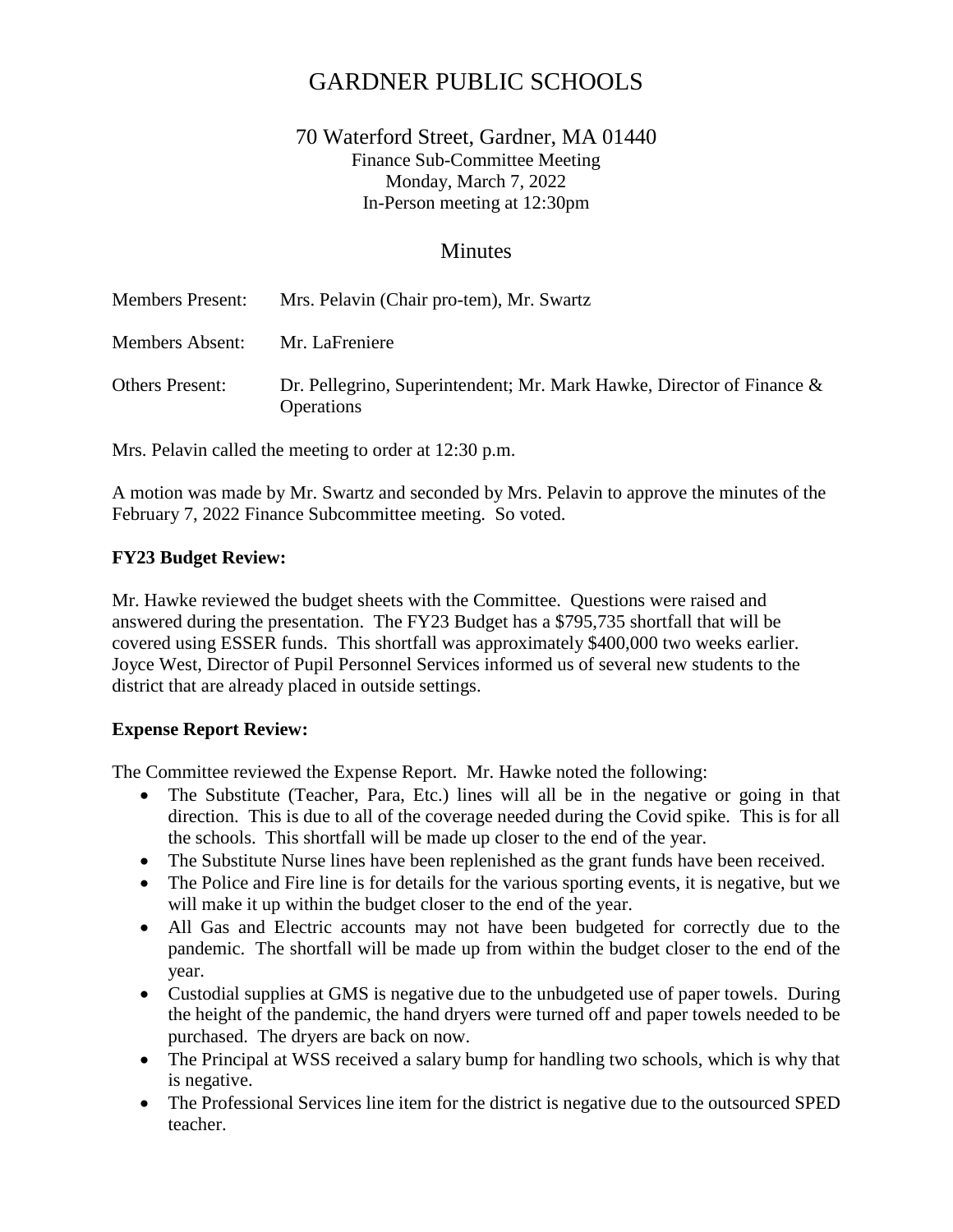# GARDNER PUBLIC SCHOOLS

70 Waterford Street, Gardner, MA 01440
Finance Sub-Committee Meeting
Monday, March 7, 2022
In-Person meeting at 12:30pm

## Minutes

| | |
|---|---|
| Members Present: | Mrs. Pelavin (Chair pro-tem), Mr. Swartz |
| Members Absent: | Mr. LaFreniere |
| Others Present: | Dr. Pellegrino, Superintendent; Mr. Mark Hawke, Director of Finance & Operations |

Mrs. Pelavin called the meeting to order at 12:30 p.m.

A motion was made by Mr. Swartz and seconded by Mrs. Pelavin to approve the minutes of the February 7, 2022 Finance Subcommittee meeting. So voted.

**FY23 Budget Review:**

Mr. Hawke reviewed the budget sheets with the Committee. Questions were raised and answered during the presentation. The FY23 Budget has a $795,735 shortfall that will be covered using ESSER funds. This shortfall was approximately $400,000 two weeks earlier. Joyce West, Director of Pupil Personnel Services informed us of several new students to the district that are already placed in outside settings.

**Expense Report Review:**

The Committee reviewed the Expense Report. Mr. Hawke noted the following:

- The Substitute (Teacher, Para, Etc.) lines will all be in the negative or going in that direction. This is due to all of the coverage needed during the Covid spike. This is for all the schools. This shortfall will be made up closer to the end of the year.
- The Substitute Nurse lines have been replenished as the grant funds have been received.
- The Police and Fire line is for details for the various sporting events, it is negative, but we will make it up within the budget closer to the end of the year.
- All Gas and Electric accounts may not have been budgeted for correctly due to the pandemic. The shortfall will be made up from within the budget closer to the end of the year.
- Custodial supplies at GMS is negative due to the unbudgeted use of paper towels. During the height of the pandemic, the hand dryers were turned off and paper towels needed to be purchased. The dryers are back on now.
- The Principal at WSS received a salary bump for handling two schools, which is why that is negative.
- The Professional Services line item for the district is negative due to the outsourced SPED teacher.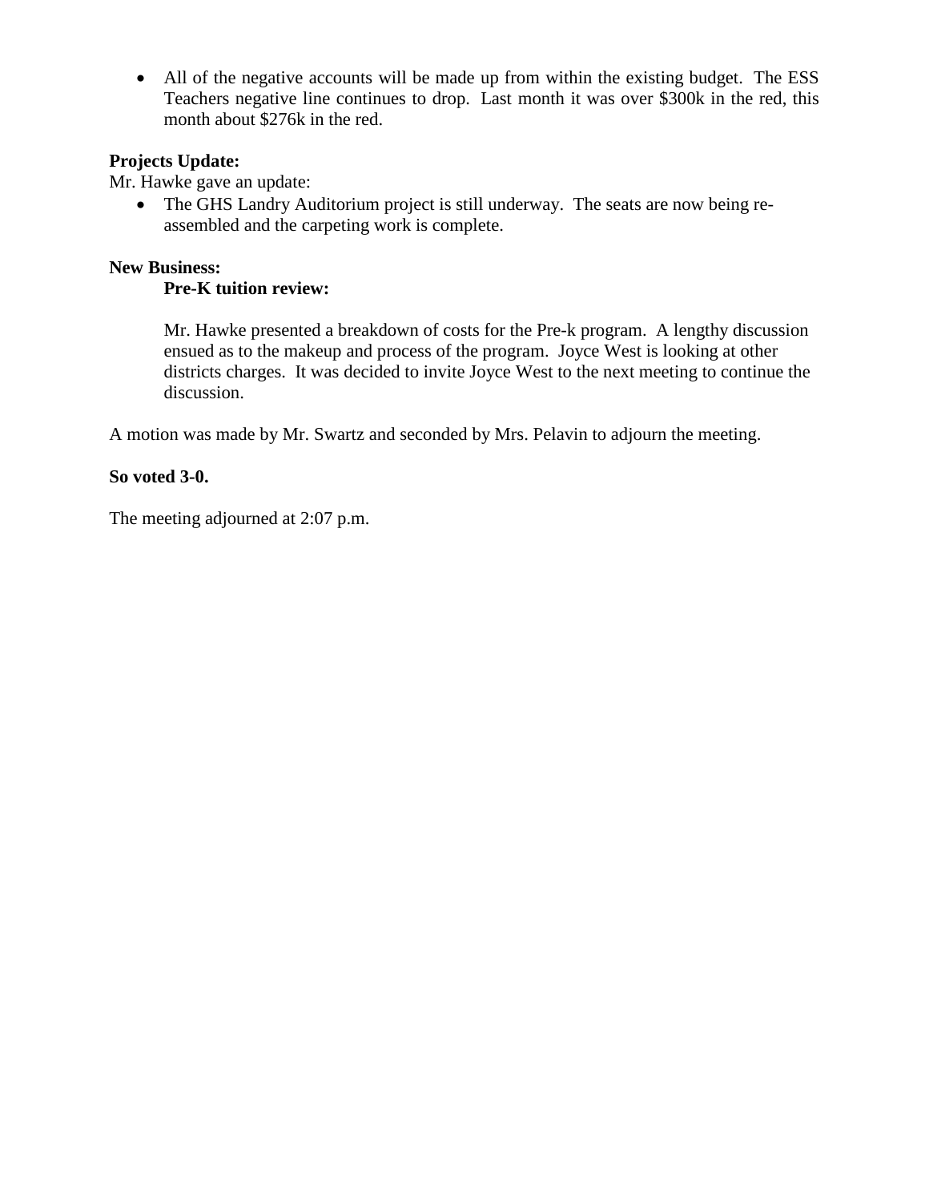- All of the negative accounts will be made up from within the existing budget. The ESS Teachers negative line continues to drop. Last month it was over $300k in the red, this month about $276k in the red.

**Projects Update:**
Mr. Hawke gave an update:

- The GHS Landry Auditorium project is still underway. The seats are now being re-assembled and the carpeting work is complete.

**New Business:**

**Pre-K tuition review:**

Mr. Hawke presented a breakdown of costs for the Pre-k program. A lengthy discussion ensued as to the makeup and process of the program. Joyce West is looking at other districts charges. It was decided to invite Joyce West to the next meeting to continue the discussion.

A motion was made by Mr. Swartz and seconded by Mrs. Pelavin to adjourn the meeting.

**So voted 3-0.**

The meeting adjourned at 2:07 p.m.